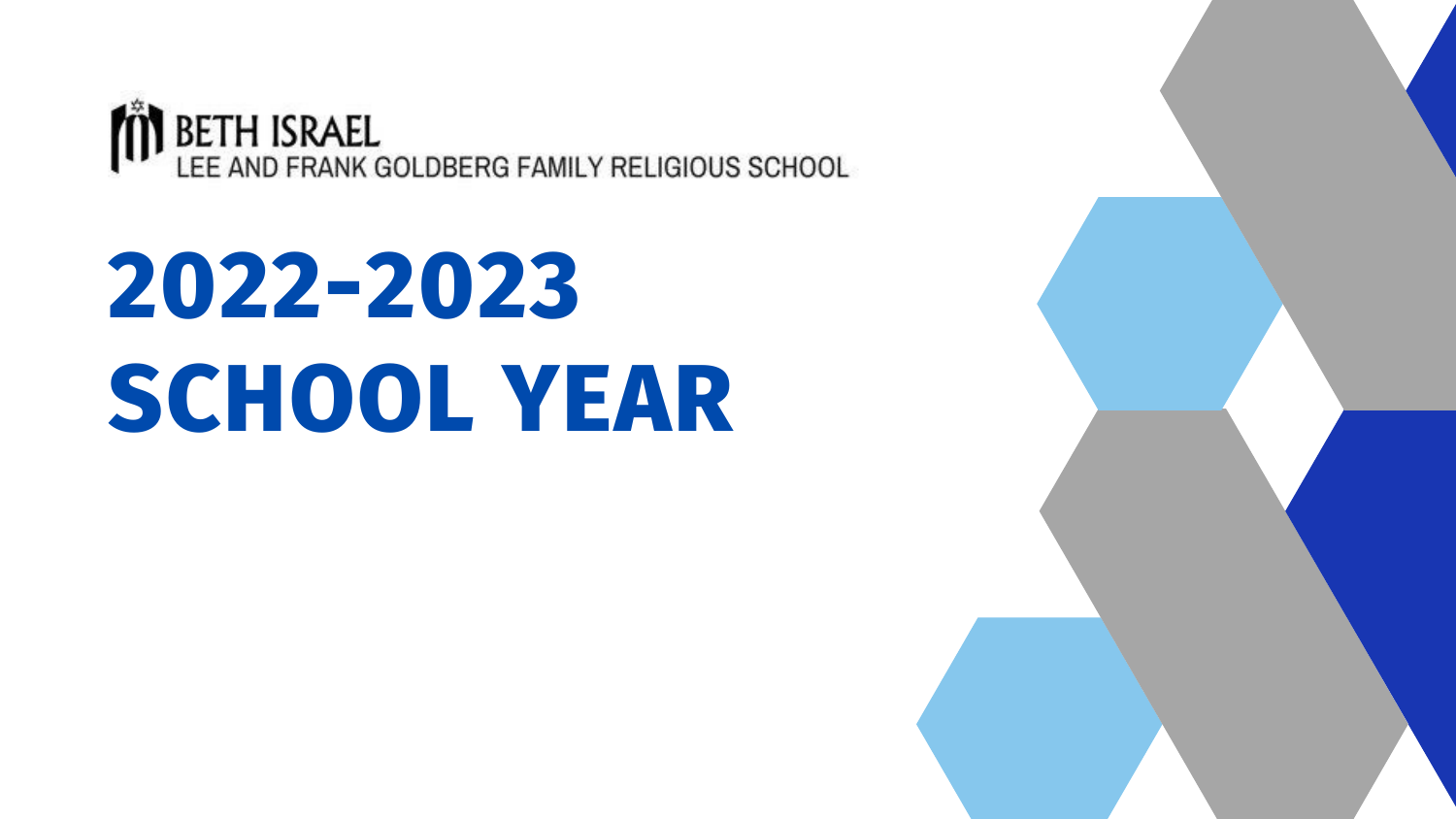BETH ISRAEL

LEE AND FRANK GOLDBERG FAMILY RELIGIOUS SCHOOL

# 2022-2023 SCHOOL YEAR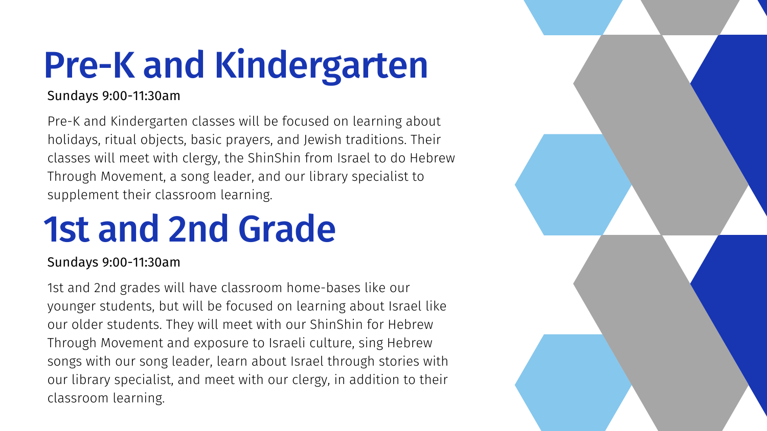# Pre-K and Kindergarten

Sundays 9:00-11:30am

Pre-K and Kindergarten classes will be focused on learning about holidays, ritual objects, basic prayers, and Jewish traditions. Their classes will meet with clergy, the ShinShin from Israel to do Hebrew Through Movement, a song leader, and our library specialist to supplement their classroom learning.

# 1st and 2nd Grade

Sundays 9:00-11:30am

1st and 2nd grades will have classroom home-bases like our younger students, but will be focused on learning about Israel like our older students. They will meet with our ShinShin for Hebrew Through Movement and exposure to Israeli culture, sing Hebrew songs with our song leader, learn about Israel through stories with our library specialist, and meet with our clergy, in addition to their classroom learning.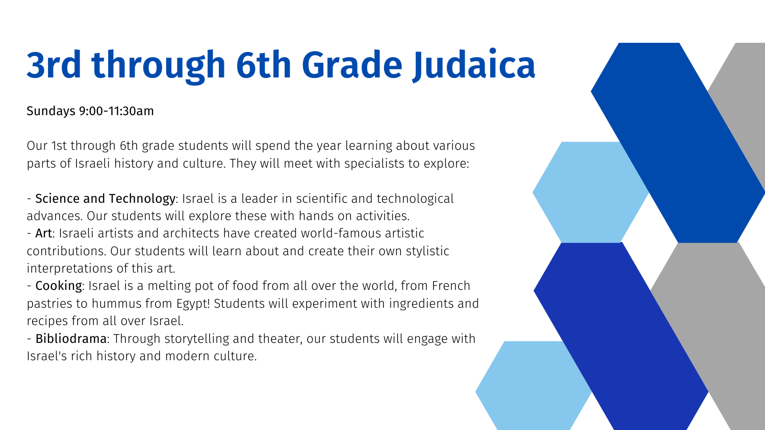# 3rd through 6th Grade Judaica

Sundays 9:00-11:30am

Our 1st through 6th grade students will spend the year learning about various parts of Israeli history and culture. They will meet with specialists to explore:

- Science and Technology: Israel is a leader in scientific and technological advances. Our students will explore these with hands on activities.
- Art: Israeli artists and architects have created world-famous artistic contributions. Our students will learn about and create their own stylistic interpretations of this art.
- Cooking: Israel is a melting pot of food from all over the world, from French pastries to hummus from Egypt! Students will experiment with ingredients and recipes from all over Israel.
- Bibliodrama: Through storytelling and theater, our students will engage with Israel's rich history and modern culture.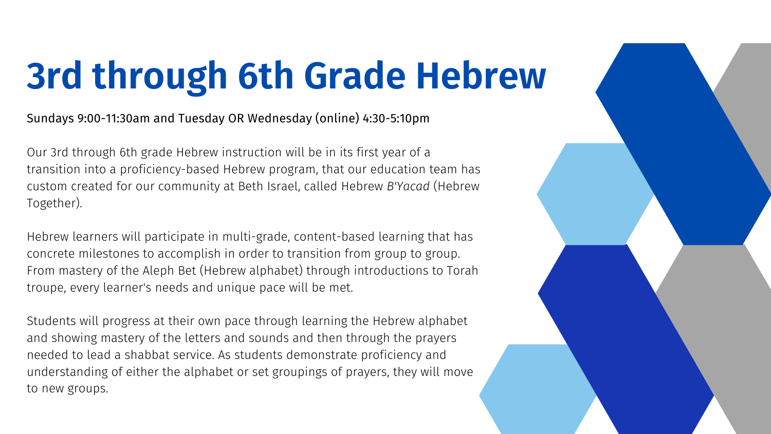# 3rd through 6th Grade Hebrew

Sundays 9:00-11:30am and Tuesday OR Wednesday (online) 4:30-5:10pm

Our 3rd through 6th grade Hebrew instruction will be in its first year of a transition into a proficiency-based Hebrew program, that our education team has custom created for our community at Beth Israel, called Hebrew *B'Yacad* (Hebrew Together).

Hebrew learners will participate in multi-grade, content-based learning that has concrete milestones to accomplish in order to transition from group to group. From mastery of the Aleph Bet (Hebrew alphabet) through introductions to Torah troupe, every learner's needs and unique pace will be met.

Students will progress at their own pace through learning the Hebrew alphabet and showing mastery of the letters and sounds and then through the prayers needed to lead a shabbat service. As students demonstrate proficiency and understanding of either the alphabet or set groupings of prayers, they will move to new groups.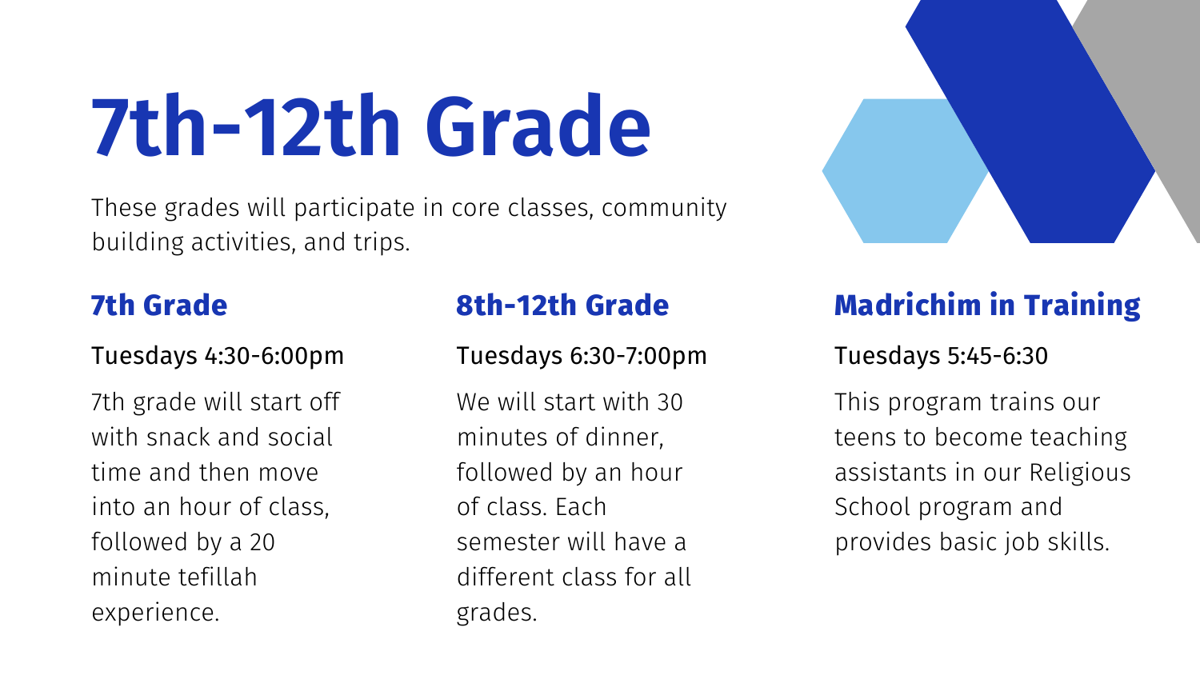# 7th-12th Grade

These grades will participate in core classes, community building activities, and trips.

## 7th Grade

Tuesdays 4:30-6:00pm

7th grade will start off with snack and social time and then move into an hour of class, followed by a 20 minute tefillah experience.

## 8th-12th Grade

Tuesdays 6:30-7:00pm

We will start with 30 minutes of dinner, followed by an hour of class. Each semester will have a different class for all grades.

## Madrichim in Training

Tuesdays 5:45-6:30

This program trains our teens to become teaching assistants in our Religious School program and provides basic job skills.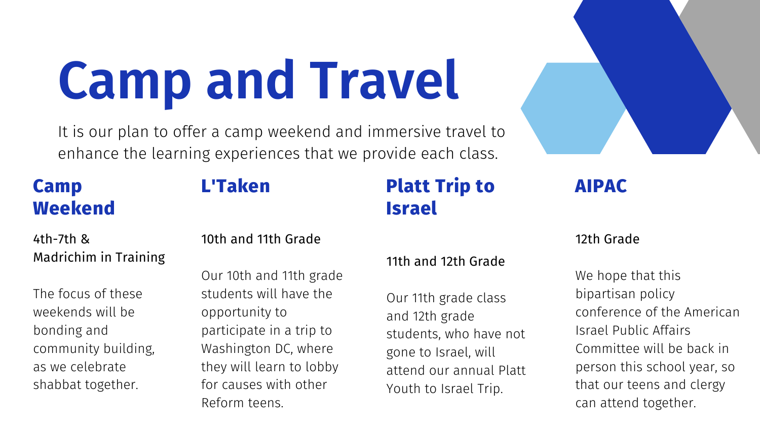# Camp and Travel

It is our plan to offer a camp weekend and immersive travel to enhance the learning experiences that we provide each class.

## Camp Weekend

4th-7th & Madrichim in Training

The focus of these weekends will be bonding and community building, as we celebrate shabbat together.

## L'Taken

10th and 11th Grade

Our 10th and 11th grade students will have the opportunity to participate in a trip to Washington DC, where they will learn to lobby for causes with other Reform teens.

## Platt Trip to Israel

11th and 12th Grade

Our 11th grade class and 12th grade students, who have not gone to Israel, will attend our annual Platt Youth to Israel Trip.

## AIPAC

12th Grade

We hope that this bipartisan policy conference of the American Israel Public Affairs Committee will be back in person this school year, so that our teens and clergy can attend together.